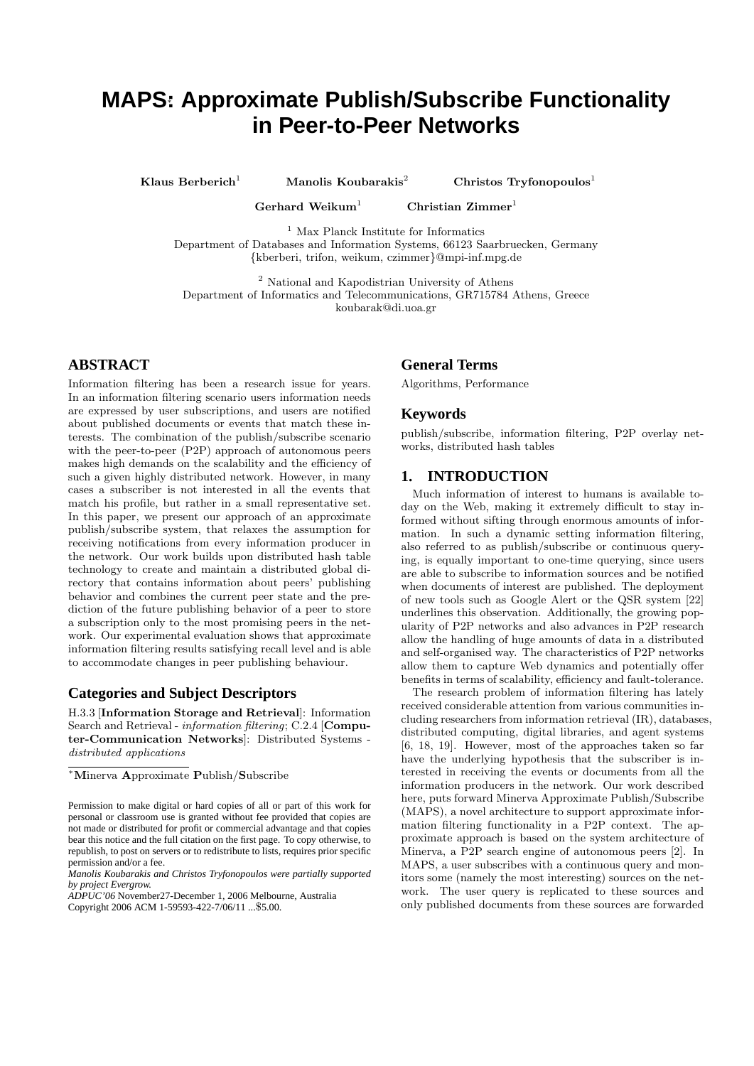# MAPS[*]: Approximate Publish/Subscribe Functionality in Peer-to-Peer Networks

**Klaus Berberich**[1] **Manolis Koubarakis**[2] **Christos Tryfonopoulos**[1]

**Gerhard Weikum**[1] **Christian Zimmer**[1]

[1] Max Planck Institute for Informatics
Department of Databases and Information Systems, 66123 Saarbruecken, Germany
{kberberi, trifon, weikum, czimmer}@mpi-inf.mpg.de

[2] National and Kapodistrian University of Athens
Department of Informatics and Telecommunications, GR715784 Athens, Greece
koubarak@di.uoa.gr

## ABSTRACT

Information filtering has been a research issue for years. In an information filtering scenario users information needs are expressed by user subscriptions, and users are notified about published documents or events that match these interests. The combination of the publish/subscribe scenario with the peer-to-peer (P2P) approach of autonomous peers makes high demands on the scalability and the efficiency of such a given highly distributed network. However, in many cases a subscriber is not interested in all the events that match his profile, but rather in a small representative set. In this paper, we present our approach of an approximate publish/subscribe system, that relaxes the assumption for receiving notifications from every information producer in the network. Our work builds upon distributed hash table technology to create and maintain a distributed global directory that contains information about peers' publishing behavior and combines the current peer state and the prediction of the future publishing behavior of a peer to store a subscription only to the most promising peers in the network. Our experimental evaluation shows that approximate information filtering results satisfying recall level and is able to accommodate changes in peer publishing behaviour.

## Categories and Subject Descriptors

H.3.3 [**Information Storage and Retrieval**]: Information Search and Retrieval - *information filtering*; C.2.4 [**Computer-Communication Networks**]: Distributed Systems - *distributed applications*

[*]**M**inerva **A**pproximate **P**ublish/**S**ubscribe

Permission to make digital or hard copies of all or part of this work for personal or classroom use is granted without fee provided that copies are not made or distributed for profit or commercial advantage and that copies bear this notice and the full citation on the first page. To copy otherwise, to republish, to post on servers or to redistribute to lists, requires prior specific permission and/or a fee.
*Manolis Koubarakis and Christos Tryfonopoulos were partially supported by project Evergrow.*
*ADPUC'06* November27-December 1, 2006 Melbourne, Australia
Copyright 2006 ACM 1-59593-422-7/06/11 ...$5.00.

## General Terms

Algorithms, Performance

## Keywords

publish/subscribe, information filtering, P2P overlay networks, distributed hash tables

## 1. INTRODUCTION

Much information of interest to humans is available today on the Web, making it extremely difficult to stay informed without sifting through enormous amounts of information. In such a dynamic setting information filtering, also referred to as publish/subscribe or continuous querying, is equally important to one-time querying, since users are able to subscribe to information sources and be notified when documents of interest are published. The deployment of new tools such as Google Alert or the QSR system [22] underlines this observation. Additionally, the growing popularity of P2P networks and also advances in P2P research allow the handling of huge amounts of data in a distributed and self-organised way. The characteristics of P2P networks allow them to capture Web dynamics and potentially offer benefits in terms of scalability, efficiency and fault-tolerance.

The research problem of information filtering has lately received considerable attention from various communities including researchers from information retrieval (IR), databases, distributed computing, digital libraries, and agent systems [6, 18, 19]. However, most of the approaches taken so far have the underlying hypothesis that the subscriber is interested in receiving the events or documents from all the information producers in the network. Our work described here, puts forward Minerva Approximate Publish/Subscribe (MAPS), a novel architecture to support approximate information filtering functionality in a P2P context. The approximate approach is based on the system architecture of Minerva, a P2P search engine of autonomous peers [2]. In MAPS, a user subscribes with a continuous query and monitors some (namely the most interesting) sources on the network. The user query is replicated to these sources and only published documents from these sources are forwarded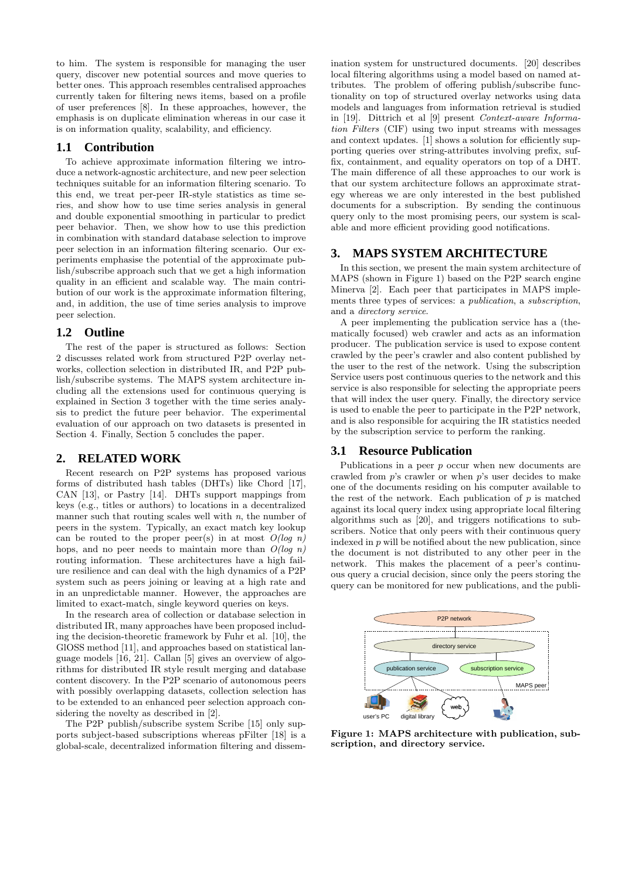to him. The system is responsible for managing the user query, discover new potential sources and move queries to better ones. This approach resembles centralised approaches currently taken for filtering news items, based on a profile of user preferences [8]. In these approaches, however, the emphasis is on duplicate elimination whereas in our case it is on information quality, scalability, and efficiency.

## 1.1 Contribution

To achieve approximate information filtering we introduce a network-agnostic architecture, and new peer selection techniques suitable for an information filtering scenario. To this end, we treat per-peer IR-style statistics as time series, and show how to use time series analysis in general and double exponential smoothing in particular to predict peer behavior. Then, we show how to use this prediction in combination with standard database selection to improve peer selection in an information filtering scenario. Our experiments emphasise the potential of the approximate publish/subscribe approach such that we get a high information quality in an efficient and scalable way. The main contribution of our work is the approximate information filtering, and, in addition, the use of time series analysis to improve peer selection.

## 1.2 Outline

The rest of the paper is structured as follows: Section 2 discusses related work from structured P2P overlay networks, collection selection in distributed IR, and P2P publish/subscribe systems. The MAPS system architecture including all the extensions used for continuous querying is explained in Section 3 together with the time series analysis to predict the future peer behavior. The experimental evaluation of our approach on two datasets is presented in Section 4. Finally, Section 5 concludes the paper.

# 2. RELATED WORK

Recent research on P2P systems has proposed various forms of distributed hash tables (DHTs) like Chord [17], CAN [13], or Pastry [14]. DHTs support mappings from keys (e.g., titles or authors) to locations in a decentralized manner such that routing scales well with $n$, the number of peers in the system. Typically, an exact match key lookup can be routed to the proper peer(s) in at most $O(\log n)$ hops, and no peer needs to maintain more than $O(\log n)$ routing information. These architectures have a high failure resilience and can deal with the high dynamics of a P2P system such as peers joining or leaving at a high rate and in an unpredictable manner. However, the approaches are limited to exact-match, single keyword queries on keys.

In the research area of collection or database selection in distributed IR, many approaches have been proposed including the decision-theoretic framework by Fuhr et al. [10], the GlOSS method [11], and approaches based on statistical language models [16, 21]. Callan [5] gives an overview of algorithms for distributed IR style result merging and database content discovery. In the P2P scenario of autonomous peers with possibly overlapping datasets, collection selection has to be extended to an enhanced peer selection approach considering the novelty as described in [2].

The P2P publish/subscribe system Scribe [15] only supports subject-based subscriptions whereas pFilter [18] is a global-scale, decentralized information filtering and dissemination system for unstructured documents. [20] describes local filtering algorithms using a model based on named attributes. The problem of offering publish/subscribe functionality on top of structured overlay networks using data models and languages from information retrieval is studied in [19]. Dittrich et al [9] present *Context-aware Information Filters* (CIF) using two input streams with messages and context updates. [1] shows a solution for efficiently supporting queries over string-attributes involving prefix, suffix, containment, and equality operators on top of a DHT. The main difference of all these approaches to our work is that our system architecture follows an approximate strategy whereas we are only interested in the best published documents for a subscription. By sending the continuous query only to the most promising peers, our system is scalable and more efficient providing good notifications.

# 3. MAPS SYSTEM ARCHITECTURE

In this section, we present the main system architecture of MAPS (shown in Figure 1) based on the P2P search engine Minerva [2]. Each peer that participates in MAPS implements three types of services: a *publication*, a *subscription*, and a *directory service*.

A peer implementing the publication service has a (thematically focused) web crawler and acts as an information producer. The publication service is used to expose content crawled by the peer's crawler and also content published by the user to the rest of the network. Using the subscription Service users post continuous queries to the network and this service is also responsible for selecting the appropriate peers that will index the user query. Finally, the directory service is used to enable the peer to participate in the P2P network, and is also responsible for acquiring the IR statistics needed by the subscription service to perform the ranking.

## 3.1 Resource Publication

Publications in a peer $p$ occur when new documents are crawled from $p$'s crawler or when $p$'s user decides to make one of the documents residing on his computer available to the rest of the network. Each publication of $p$ is matched against its local query index using appropriate local filtering algorithms such as [20], and triggers notifications to subscribers. Note that only peers with their continuous query indexed in $p$ will be notified about the new publication, since the document is not distributed to any other peer in the network. This makes the placement of a peer's continuous query a crucial decision, since only the peers storing the query can be monitored for new publications, and the publi-

**Figure 1: MAPS architecture with publication, subscription, and directory service.**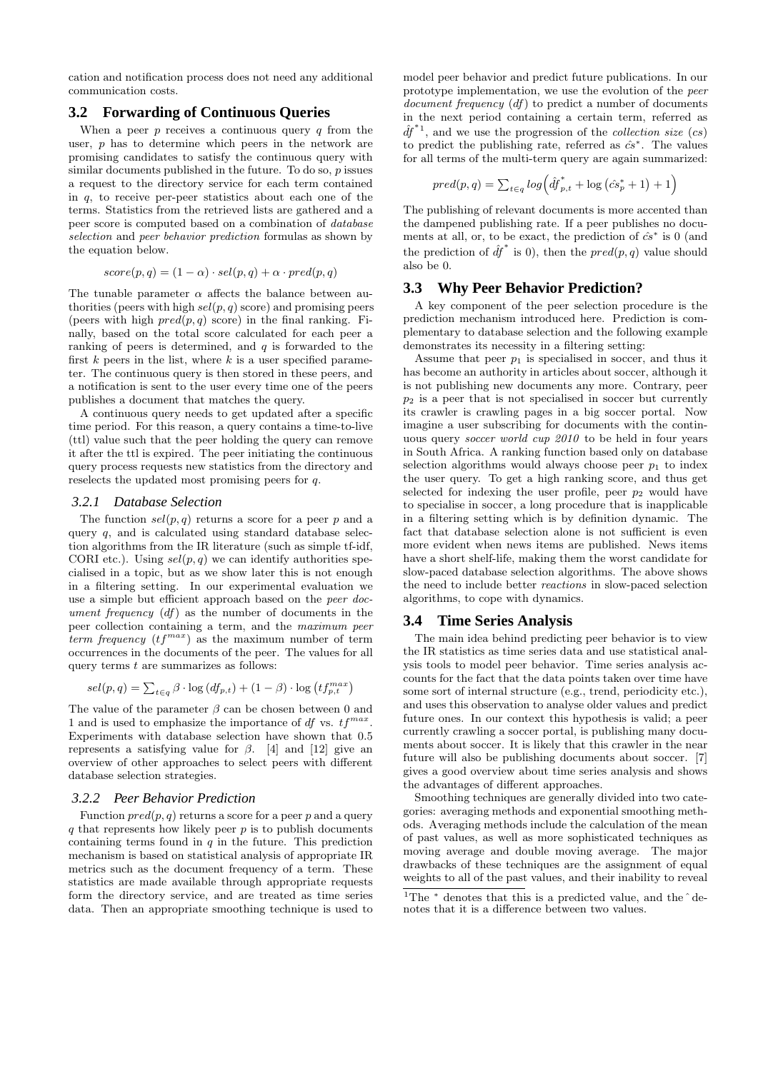cation and notification process does not need any additional communication costs.

## 3.2 Forwarding of Continuous Queries

When a peer $p$ receives a continuous query $q$ from the user, $p$ has to determine which peers in the network are promising candidates to satisfy the continuous query with similar documents published in the future. To do so, $p$ issues a request to the directory service for each term contained in $q$, to receive per-peer statistics about each one of the terms. Statistics from the retrieved lists are gathered and a peer score is computed based on a combination of *database selection* and *peer behavior prediction* formulas as shown by the equation below.

$$score(p, q) = (1 - \alpha) \cdot sel(p, q) + \alpha \cdot pred(p, q)$$

The tunable parameter $\alpha$ affects the balance between authorities (peers with high $sel(p, q)$ score) and promising peers (peers with high $pred(p, q)$ score) in the final ranking. Finally, based on the total score calculated for each peer a ranking of peers is determined, and $q$ is forwarded to the first $k$ peers in the list, where $k$ is a user specified parameter. The continuous query is then stored in these peers, and a notification is sent to the user every time one of the peers publishes a document that matches the query.

A continuous query needs to get updated after a specific time period. For this reason, a query contains a time-to-live (ttl) value such that the peer holding the query can remove it after the ttl is expired. The peer initiating the continuous query process requests new statistics from the directory and reselects the updated most promising peers for $q$.

### 3.2.1 Database Selection

The function $sel(p, q)$ returns a score for a peer $p$ and a query $q$, and is calculated using standard database selection algorithms from the IR literature (such as simple tf-idf, CORI etc.). Using $sel(p, q)$ we can identify authorities specialised in a topic, but as we show later this is not enough in a filtering setting. In our experimental evaluation we use a simple but efficient approach based on the *peer document frequency* ($df$) as the number of documents in the peer collection containing a term, and the *maximum peer term frequency* ($tf^{max}$) as the maximum number of term occurrences in the documents of the peer. The values for all query terms $t$ are summarizes as follows:

$$sel(p, q) = \sum_{t \in q} \beta \cdot \log\left(df_{p,t}\right) + (1 - \beta) \cdot \log\left(tf_{p,t}^{max}\right)$$

The value of the parameter $\beta$ can be chosen between 0 and 1 and is used to emphasize the importance of $df$ vs. $tf^{max}$. Experiments with database selection have shown that 0.5 represents a satisfying value for $\beta$. [4] and [12] give an overview of other approaches to select peers with different database selection strategies.

### 3.2.2 Peer Behavior Prediction

Function $pred(p, q)$ returns a score for a peer $p$ and a query $q$ that represents how likely peer $p$ is to publish documents containing terms found in $q$ in the future. This prediction mechanism is based on statistical analysis of appropriate IR metrics such as the document frequency of a term. These statistics are made available through appropriate requests form the directory service, and are treated as time series data. Then an appropriate smoothing technique is used to model peer behavior and predict future publications. In our prototype implementation, we use the evolution of the *peer document frequency* ($df$) to predict a number of documents in the next period containing a certain term, referred as $\hat{df}^{*}$[1], and we use the progression of the *collection size* ($cs$) to predict the publishing rate, referred as $\hat{cs}^{*}$. The values for all terms of the multi-term query are again summarized:

$$pred(p, q) = \sum_{t \in q} log\left(\hat{df}^{*}_{p,t} + \log\left(\hat{cs}^{*}_{p} + 1\right) + 1\right)$$

The publishing of relevant documents is more accented than the dampened publishing rate. If a peer publishes no documents at all, or, to be exact, the prediction of $\hat{cs}^{*}$ is 0 (and the prediction of $\hat{df}^{*}$ is 0), then the $pred(p, q)$ value should also be 0.

## 3.3 Why Peer Behavior Prediction?

A key component of the peer selection procedure is the prediction mechanism introduced here. Prediction is complementary to database selection and the following example demonstrates its necessity in a filtering setting:

Assume that peer $p_1$ is specialised in soccer, and thus it has become an authority in articles about soccer, although it is not publishing new documents any more. Contrary, peer $p_2$ is a peer that is not specialised in soccer but currently its crawler is crawling pages in a big soccer portal. Now imagine a user subscribing for documents with the continuous query *soccer world cup 2010* to be held in four years in South Africa. A ranking function based only on database selection algorithms would always choose peer $p_1$ to index the user query. To get a high ranking score, and thus get selected for indexing the user profile, peer $p_2$ would have to specialise in soccer, a long procedure that is inapplicable in a filtering setting which is by definition dynamic. The fact that database selection alone is not sufficient is even more evident when news items are published. News items have a short shelf-life, making them the worst candidate for slow-paced database selection algorithms. The above shows the need to include better *reactions* in slow-paced selection algorithms, to cope with dynamics.

## 3.4 Time Series Analysis

The main idea behind predicting peer behavior is to view the IR statistics as time series data and use statistical analysis tools to model peer behavior. Time series analysis accounts for the fact that the data points taken over time have some sort of internal structure (e.g., trend, periodicity etc.), and uses this observation to analyse older values and predict future ones. In our context this hypothesis is valid; a peer currently crawling a soccer portal, is publishing many documents about soccer. It is likely that this crawler in the near future will also be publishing documents about soccer. [7] gives a good overview about time series analysis and shows the advantages of different approaches.

Smoothing techniques are generally divided into two categories: averaging methods and exponential smoothing methods. Averaging methods include the calculation of the mean of past values, as well as more sophisticated techniques as moving average and double moving average. The major drawbacks of these techniques are the assignment of equal weights to all of the past values, and their inability to reveal

[1] The $^{*}$ denotes that this is a predicted value, and the $\hat{}$ denotes that it is a difference between two values.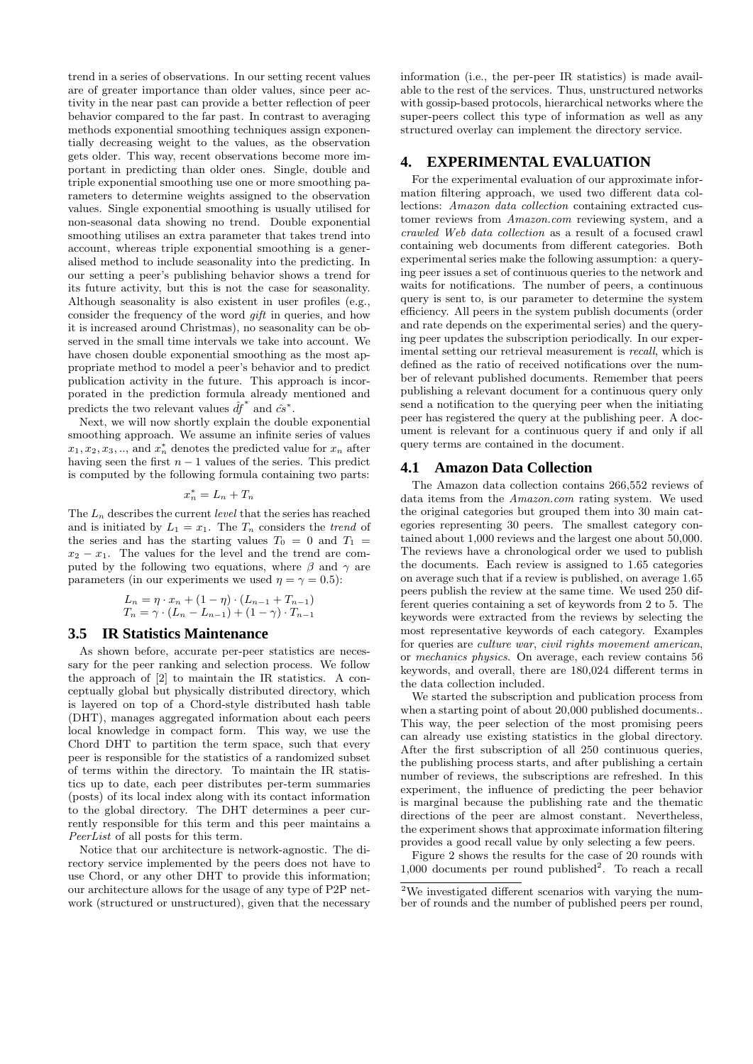trend in a series of observations. In our setting recent values are of greater importance than older values, since peer activity in the near past can provide a better reflection of peer behavior compared to the far past. In contrast to averaging methods exponential smoothing techniques assign exponentially decreasing weight to the values, as the observation gets older. This way, recent observations become more important in predicting than older ones. Single, double and triple exponential smoothing use one or more smoothing parameters to determine weights assigned to the observation values. Single exponential smoothing is usually utilised for non-seasonal data showing no trend. Double exponential smoothing utilises an extra parameter that takes trend into account, whereas triple exponential smoothing is a generalised method to include seasonality into the predicting. In our setting a peer's publishing behavior shows a trend for its future activity, but this is not the case for seasonality. Although seasonality is also existent in user profiles (e.g., consider the frequency of the word *gift* in queries, and how it is increased around Christmas), no seasonality can be observed in the small time intervals we take into account. We have chosen double exponential smoothing as the most appropriate method to model a peer's behavior and to predict publication activity in the future. This approach is incorporated in the prediction formula already mentioned and predicts the two relevant values $\hat{df}^*$ and $\hat{cs}^*$.

Next, we will now shortly explain the double exponential smoothing approach. We assume an infinite series of values $x_1, x_2, x_3, .., $ and $x_n^*$ denotes the predicted value for $x_n$ after having seen the first $n-1$ values of the series. This predict is computed by the following formula containing two parts:

$$x_n^* = L_n + T_n$$

The $L_n$ describes the current *level* that the series has reached and is initiated by $L_1 = x_1$. The $T_n$ considers the *trend* of the series and has the starting values $T_0 = 0$ and $T_1 = x_2 - x_1$. The values for the level and the trend are computed by the following two equations, where $\beta$ and $\gamma$ are parameters (in our experiments we used $\eta = \gamma = 0.5$):

$$L_n = \eta \cdot x_n + (1-\eta) \cdot (L_{n-1} + T_{n-1})$$
$$T_n = \gamma \cdot (L_n - L_{n-1}) + (1-\gamma) \cdot T_{n-1}$$

## 3.5 IR Statistics Maintenance

As shown before, accurate per-peer statistics are necessary for the peer ranking and selection process. We follow the approach of [2] to maintain the IR statistics. A conceptually global but physically distributed directory, which is layered on top of a Chord-style distributed hash table (DHT), manages aggregated information about each peers local knowledge in compact form. This way, we use the Chord DHT to partition the term space, such that every peer is responsible for the statistics of a randomized subset of terms within the directory. To maintain the IR statistics up to date, each peer distributes per-term summaries (posts) of its local index along with its contact information to the global directory. The DHT determines a peer currently responsible for this term and this peer maintains a *PeerList* of all posts for this term.

Notice that our architecture is network-agnostic. The directory service implemented by the peers does not have to use Chord, or any other DHT to provide this information; our architecture allows for the usage of any type of P2P network (structured or unstructured), given that the necessary information (i.e., the per-peer IR statistics) is made available to the rest of the services. Thus, unstructured networks with gossip-based protocols, hierarchical networks where the super-peers collect this type of information as well as any structured overlay can implement the directory service.

# 4. EXPERIMENTAL EVALUATION

For the experimental evaluation of our approximate information filtering approach, we used two different data collections: *Amazon data collection* containing extracted customer reviews from *Amazon.com* reviewing system, and a *crawled Web data collection* as a result of a focused crawl containing web documents from different categories. Both experimental series make the following assumption: a querying peer issues a set of continuous queries to the network and waits for notifications. The number of peers, a continuous query is sent to, is our parameter to determine the system efficiency. All peers in the system publish documents (order and rate depends on the experimental series) and the querying peer updates the subscription periodically. In our experimental setting our retrieval measurement is *recall*, which is defined as the ratio of received notifications over the number of relevant published documents. Remember that peers publishing a relevant document for a continuous query only send a notification to the querying peer when the initiating peer has registered the query at the publishing peer. A document is relevant for a continuous query if and only if all query terms are contained in the document.

## 4.1 Amazon Data Collection

The Amazon data collection contains 266,552 reviews of data items from the *Amazon.com* rating system. We used the original categories but grouped them into 30 main categories representing 30 peers. The smallest category contained about 1,000 reviews and the largest one about 50,000. The reviews have a chronological order we used to publish the documents. Each review is assigned to 1.65 categories on average such that if a review is published, on average 1.65 peers publish the review at the same time. We used 250 different queries containing a set of keywords from 2 to 5. The keywords were extracted from the reviews by selecting the most representative keywords of each category. Examples for queries are *culture war*, *civil rights movement american*, or *mechanics physics*. On average, each review contains 56 keywords, and overall, there are 180,024 different terms in the data collection included.

We started the subscription and publication process from when a starting point of about 20,000 published documents.. This way, the peer selection of the most promising peers can already use existing statistics in the global directory. After the first subscription of all 250 continuous queries, the publishing process starts, and after publishing a certain number of reviews, the subscriptions are refreshed. In this experiment, the influence of predicting the peer behavior is marginal because the publishing rate and the thematic directions of the peer are almost constant. Nevertheless, the experiment shows that approximate information filtering provides a good recall value by only selecting a few peers.

Figure 2 shows the results for the case of 20 rounds with 1,000 documents per round published[2]. To reach a recall

[2]We investigated different scenarios with varying the number of rounds and the number of published peers per round,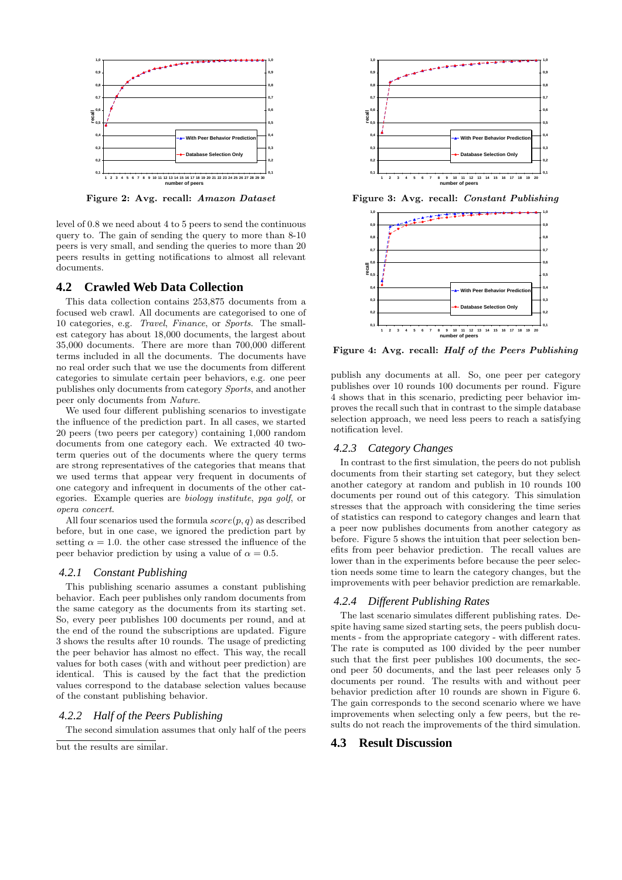Figure 2: Avg. recall: *Amazon Dataset*

level of 0.8 we need about 4 to 5 peers to send the continuous query to. The gain of sending the query to more than 8-10 peers is very small, and sending the queries to more than 20 peers results in getting notifications to almost all relevant documents.

## 4.2 Crawled Web Data Collection

This data collection contains 253,875 documents from a focused web crawl. All documents are categorised to one of 10 categories, e.g. *Travel*, *Finance*, or *Sports*. The smallest category has about 18,000 documents, the largest about 35,000 documents. There are more than 700,000 different terms included in all the documents. The documents have no real order such that we use the documents from different categories to simulate certain peer behaviors, e.g. one peer publishes only documents from category *Sports*, and another peer only documents from *Nature*.

We used four different publishing scenarios to investigate the influence of the prediction part. In all cases, we started 20 peers (two peers per category) containing 1,000 random documents from one category each. We extracted 40 two-term queries out of the documents where the query terms are strong representatives of the categories that means that we used terms that appear very frequent in documents of one category and infrequent in documents of the other categories. Example queries are *biology institute*, *pga golf*, or *opera concert*.

All four scenarios used the formula $score(p, q)$ as described before, but in one case, we ignored the prediction part by setting $\alpha = 1.0$. the other case stressed the influence of the peer behavior prediction by using a value of $\alpha = 0.5$.

### 4.2.1 Constant Publishing

This publishing scenario assumes a constant publishing behavior. Each peer publishes only random documents from the same category as the documents from its starting set. So, every peer publishes 100 documents per round, and at the end of the round the subscriptions are updated. Figure 3 shows the results after 10 rounds. The usage of predicting the peer behavior has almost no effect. This way, the recall values for both cases (with and without peer prediction) are identical. This is caused by the fact that the prediction values correspond to the database selection values because of the constant publishing behavior.

### 4.2.2 Half of the Peers Publishing

The second simulation assumes that only half of the peers publish any documents at all. So, one peer per category publishes over 10 rounds 100 documents per round. Figure 4 shows that in this scenario, predicting peer behavior improves the recall such that in contrast to the simple database selection approach, we need less peers to reach a satisfying notification level.

Figure 3: Avg. recall: *Constant Publishing*

Figure 4: Avg. recall: *Half of the Peers Publishing*

### 4.2.3 Category Changes

In contrast to the first simulation, the peers do not publish documents from their starting set category, but they select another category at random and publish in 10 rounds 100 documents per round out of this category. This simulation stresses that the approach with considering the time series of statistics can respond to category changes and learn that a peer now publishes documents from another category as before. Figure 5 shows the intuition that peer selection benefits from peer behavior prediction. The recall values are lower than in the experiments before because the peer selection needs some time to learn the category changes, but the improvements with peer behavior prediction are remarkable.

### 4.2.4 Different Publishing Rates

The last scenario simulates different publishing rates. Despite having same sized starting sets, the peers publish documents - from the appropriate category - with different rates. The rate is computed as 100 divided by the peer number such that the first peer publishes 100 documents, the second peer 50 documents, and the last peer releases only 5 documents per round. The results with and without peer behavior prediction after 10 rounds are shown in Figure 6. The gain corresponds to the second scenario where we have improvements when selecting only a few peers, but the results do not reach the improvements of the third simulation.

## 4.3 Result Discussion

---

but the results are similar.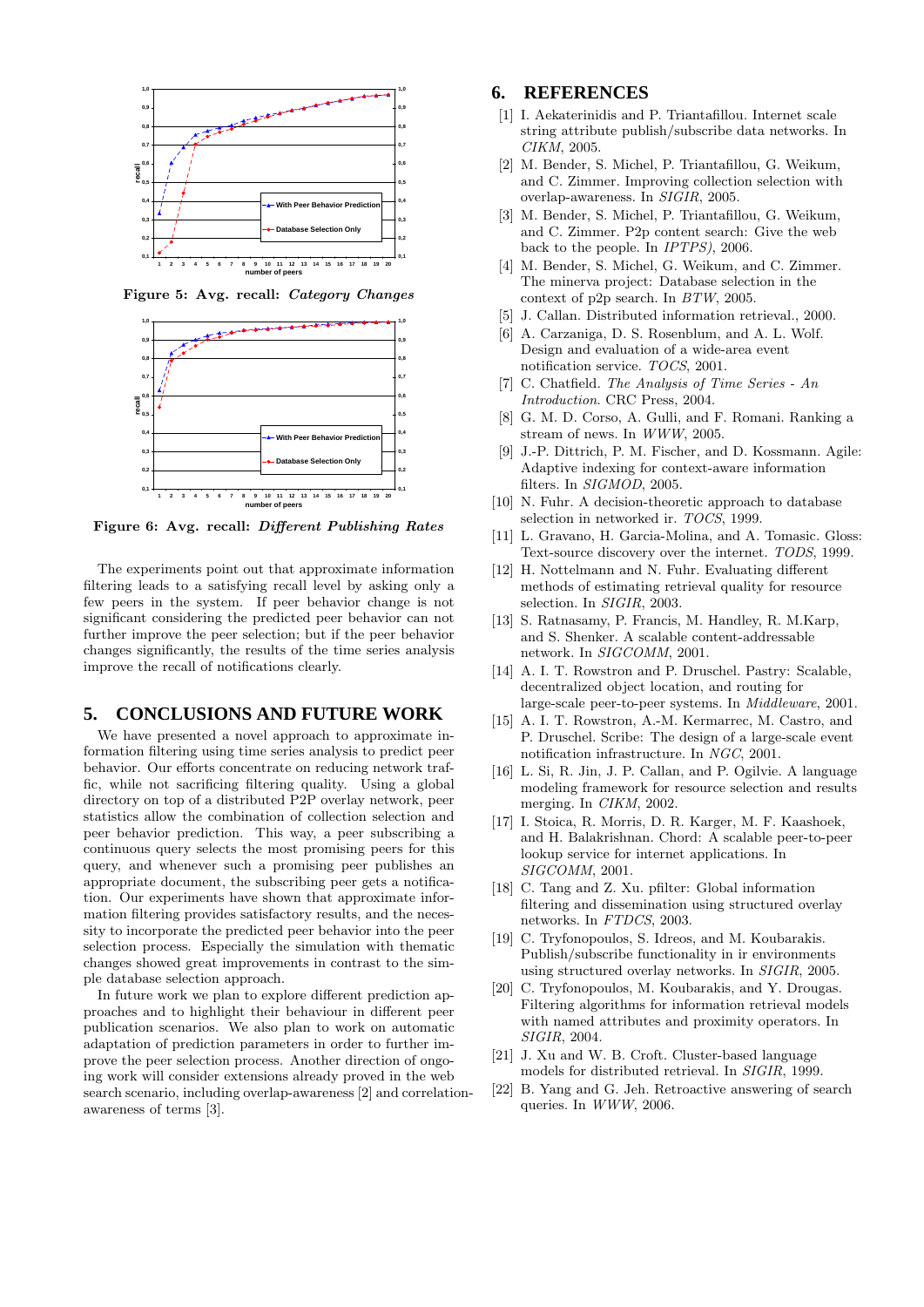1,0
0,9
0,8
0,7
0,6
0,5
0,4
0,3
0,2
0,1

recall

1 2 3 4 5 6 7 8 9 10 11 12 13 14 15 16 17 18 19 20

number of peers

With Peer Behavior Prediction

Database Selection Only

**Figure 5: Avg. recall:** ***Category Changes***

1,0
0,9
0,8
0,7
0,6
0,5
0,4
0,3
0,2
0,1

recall

1 2 3 4 5 6 7 8 9 10 11 12 13 14 15 16 17 18 19 20

number of peers

With Peer Behavior Prediction

Database Selection Only

**Figure 6: Avg. recall:** ***Different Publishing Rates***

The experiments point out that approximate information filtering leads to a satisfying recall level by asking only a few peers in the system. If peer behavior change is not significant considering the peer behavior can not further improve the peer selection; but if the peer behavior changes significantly, the results of the time series analysis improve the recall of notifications clearly.

## 5. CONCLUSIONS AND FUTURE WORK

We have presented a novel approach to approximate information filtering using time series analysis to predict peer behavior. Our efforts concentrate on reducing network traffic, while not sacrificing filtering quality. Using a global directory on top of a distributed P2P overlay network, peer statistics allow the combination of collection selection and peer behavior prediction. This way, a peer subscribing a continuous query selects the most promising peers for this query, and whenever such a promising peer publishes an appropriate document, the subscribing peer gets a notification. Our experiments have shown that approximate information filtering provides satisfactory results, and the necessity to incorporate the predicted peer behavior into the peer selection process. Especially the simulation with thematic changes showed great improvements in contrast to the simple database selection approach.

In future work we plan to explore different prediction approaches and to highlight their behaviour in different peer publication scenarios. We also plan to work on automatic adaptation of prediction parameters in order to further improve the peer selection process. Another direction of ongoing work will consider extensions already proved in the web search scenario, including overlap-awareness [2] and correlation-awareness of terms [3].

## 6. REFERENCES

[1] I. Aekaterinidis and P. Triantafillou. Internet scale string attribute publish/subscribe data networks. In *CIKM*, 2005.

[2] M. Bender, S. Michel, P. Triantafillou, G. Weikum, and C. Zimmer. Improving collection selection with overlap-awareness. In *SIGIR*, 2005.

[3] M. Bender, S. Michel, P. Triantafillou, G. Weikum, and C. Zimmer. P2p content search: Give the web back to the people. In *IPTPS)*, 2006.

[4] M. Bender, S. Michel, G. Weikum, and C. Zimmer. The minerva project: Database selection in the context of p2p search. In *BTW*, 2005.

[5] J. Callan. Distributed information retrieval., 2000.

[6] A. Carzaniga, D. S. Rosenblum, and A. L. Wolf. Design and evaluation of a wide-area event notification service. *TOCS*, 2001.

[7] C. Chatfield. *The Analysis of Time Series - An Introduction*. CRC Press, 2004.

[8] G. M. D. Corso, A. Gulli, and F. Romani. Ranking a stream of news. In *WWW*, 2005.

[9] J.-P. Dittrich, P. M. Fischer, and D. Kossmann. Agile: Adaptive indexing for context-aware information filters. In *SIGMOD*, 2005.

[10] N. Fuhr. A decision-theoretic approach to database selection in networked ir. *TOCS*, 1999.

[11] L. Gravano, H. Garcia-Molina, and A. Tomasic. Gloss: Text-source discovery over the internet. *TODS*, 1999.

[12] H. Nottelmann and N. Fuhr. Evaluating different methods of estimating retrieval quality for resource selection. In *SIGIR*, 2003.

[13] S. Ratnasamy, P. Francis, M. Handley, R. M.Karp, and S. Shenker. A scalable content-addressable network. In *SIGCOMM*, 2001.

[14] A. I. T. Rowstron and P. Druschel. Pastry: Scalable, decentralized object location, and routing for large-scale peer-to-peer systems. In *Middleware*, 2001.

[15] A. I. T. Rowstron, A.-M. Kermarrec, M. Castro, and P. Druschel. Scribe: The design of a large-scale event notification infrastructure. In *NGC*, 2001.

[16] L. Si, R. Jin, J. P. Callan, and P. Ogilvie. A language modeling framework for resource selection and results merging. In *CIKM*, 2002.

[17] I. Stoica, R. Morris, D. R. Karger, M. F. Kaashoek, and H. Balakrishnan. Chord: A scalable peer-to-peer lookup service for internet applications. In *SIGCOMM*, 2001.

[18] C. Tang and Z. Xu. pfilter: Global information filtering and dissemination using structured overlay networks. In *FTDCS*, 2003.

[19] C. Tryfonopoulos, S. Idreos, and M. Koubarakis. Publish/subscribe functionality in ir environments using structured overlay networks. In *SIGIR*, 2005.

[20] C. Tryfonopoulos, M. Koubarakis, and Y. Drougas. Filtering algorithms for information retrieval models with named attributes and proximity operators. In *SIGIR*, 2004.

[21] J. Xu and W. B. Croft. Cluster-based language models for distributed retrieval. In *SIGIR*, 1999.

[22] B. Yang and G. Jeh. Retroactive answering of search queries. In *WWW*, 2006.